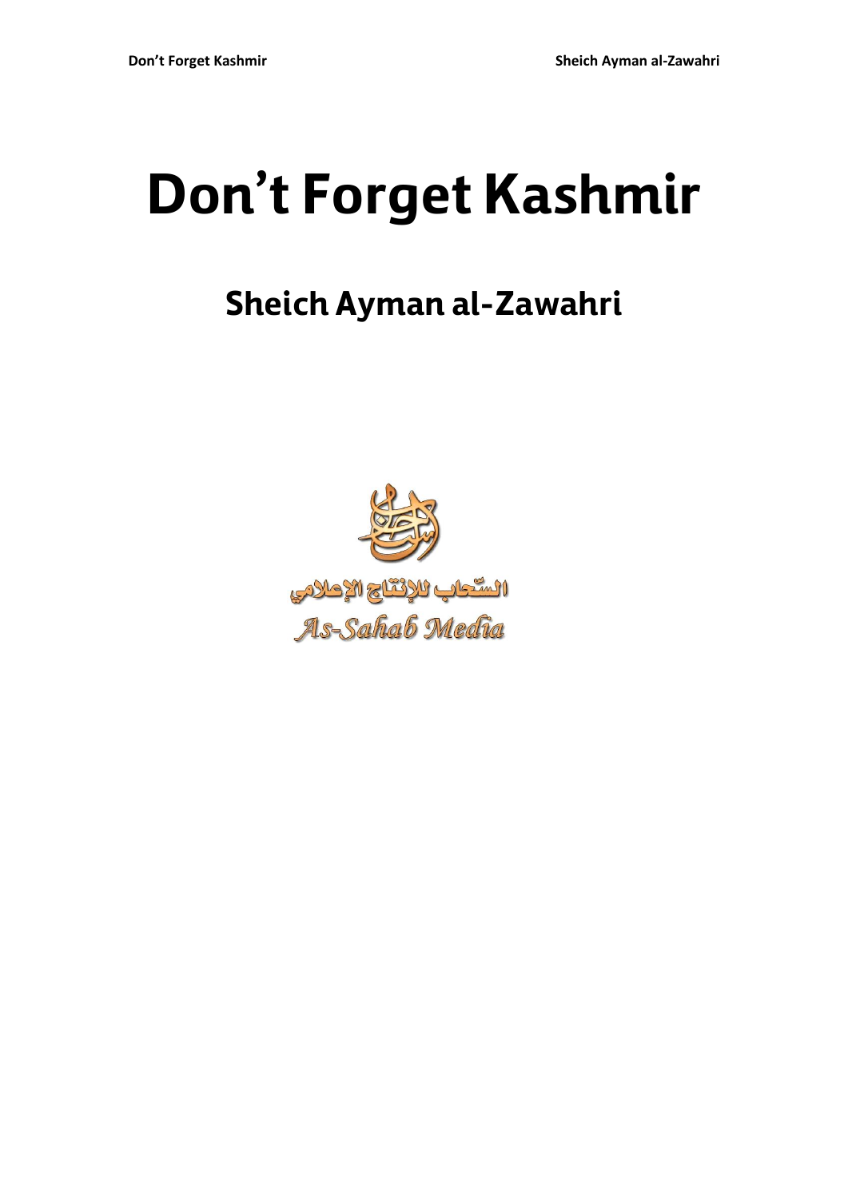# Don't Forget Kashmir

## Sheich Ayman al-Zawahri

السّحاب للإنتاج الإعلامي

As-Sahab Media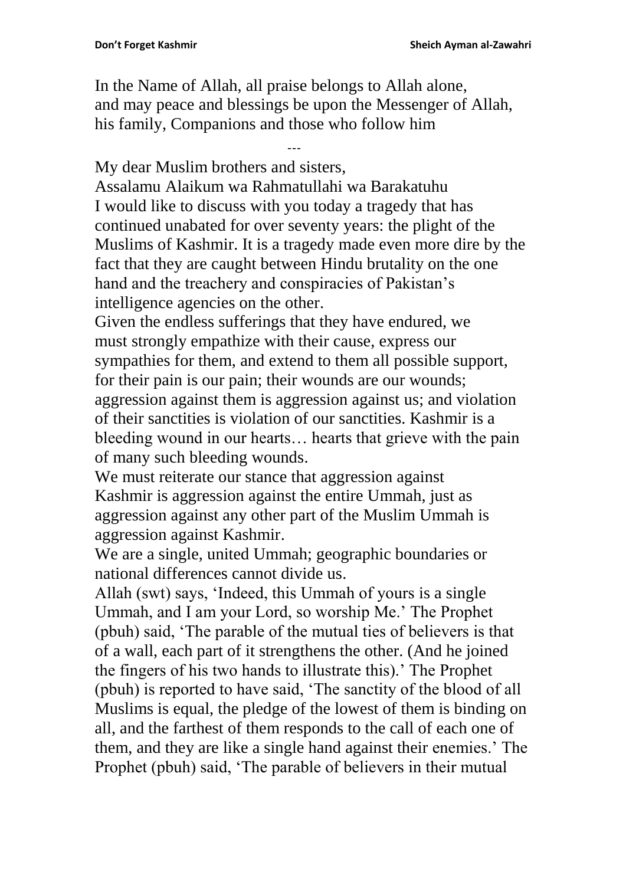In the Name of Allah, all praise belongs to Allah alone, and may peace and blessings be upon the Messenger of Allah, his family, Companions and those who follow him

---

My dear Muslim brothers and sisters,

Assalamu Alaikum wa Rahmatullahi wa Barakatuhu

I would like to discuss with you today a tragedy that has continued unabated for over seventy years: the plight of the Muslims of Kashmir. It is a tragedy made even more dire by the fact that they are caught between Hindu brutality on the one hand and the treachery and conspiracies of Pakistan's intelligence agencies on the other.

Given the endless sufferings that they have endured, we must strongly empathize with their cause, express our sympathies for them, and extend to them all possible support, for their pain is our pain; their wounds are our wounds; aggression against them is aggression against us; and violation of their sanctities is violation of our sanctities. Kashmir is a bleeding wound in our hearts… hearts that grieve with the pain of many such bleeding wounds.

We must reiterate our stance that aggression against Kashmir is aggression against the entire Ummah, just as aggression against any other part of the Muslim Ummah is aggression against Kashmir.

We are a single, united Ummah; geographic boundaries or national differences cannot divide us.

Allah (swt) says, 'Indeed, this Ummah of yours is a single Ummah, and I am your Lord, so worship Me.' The Prophet (pbuh) said, 'The parable of the mutual ties of believers is that of a wall, each part of it strengthens the other. (And he joined the fingers of his two hands to illustrate this).' The Prophet (pbuh) is reported to have said, 'The sanctity of the blood of all Muslims is equal, the pledge of the lowest of them is binding on all, and the farthest of them responds to the call of each one of them, and they are like a single hand against their enemies.' The Prophet (pbuh) said, 'The parable of believers in their mutual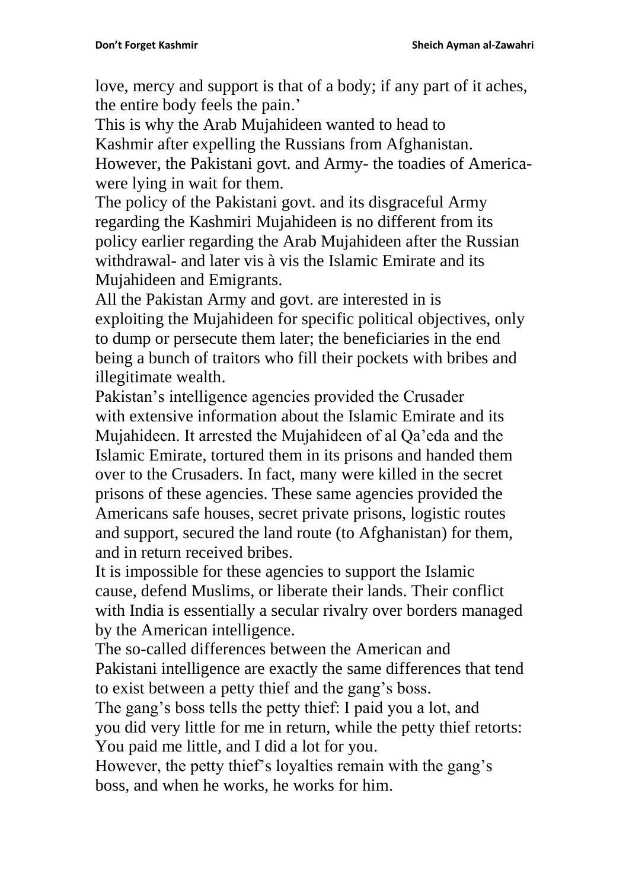love, mercy and support is that of a body; if any part of it aches, the entire body feels the pain.'

This is why the Arab Mujahideen wanted to head to Kashmir after expelling the Russians from Afghanistan. However, the Pakistani govt. and Army- the toadies of America- were lying in wait for them.

The policy of the Pakistani govt. and its disgraceful Army regarding the Kashmiri Mujahideen is no different from its policy earlier regarding the Arab Mujahideen after the Russian withdrawal- and later vis à vis the Islamic Emirate and its Mujahideen and Emigrants.

All the Pakistan Army and govt. are interested in is exploiting the Mujahideen for specific political objectives, only to dump or persecute them later; the beneficiaries in the end being a bunch of traitors who fill their pockets with bribes and illegitimate wealth.

Pakistan's intelligence agencies provided the Crusader with extensive information about the Islamic Emirate and its Mujahideen. It arrested the Mujahideen of al Qa'eda and the Islamic Emirate, tortured them in its prisons and handed them over to the Crusaders. In fact, many were killed in the secret prisons of these agencies. These same agencies provided the Americans safe houses, secret private prisons, logistic routes and support, secured the land route (to Afghanistan) for them, and in return received bribes.

It is impossible for these agencies to support the Islamic cause, defend Muslims, or liberate their lands. Their conflict with India is essentially a secular rivalry over borders managed by the American intelligence.

The so-called differences between the American and Pakistani intelligence are exactly the same differences that tend to exist between a petty thief and the gang's boss.

The gang's boss tells the petty thief: I paid you a lot, and you did very little for me in return, while the petty thief retorts: You paid me little, and I did a lot for you.

However, the petty thief's loyalties remain with the gang's boss, and when he works, he works for him.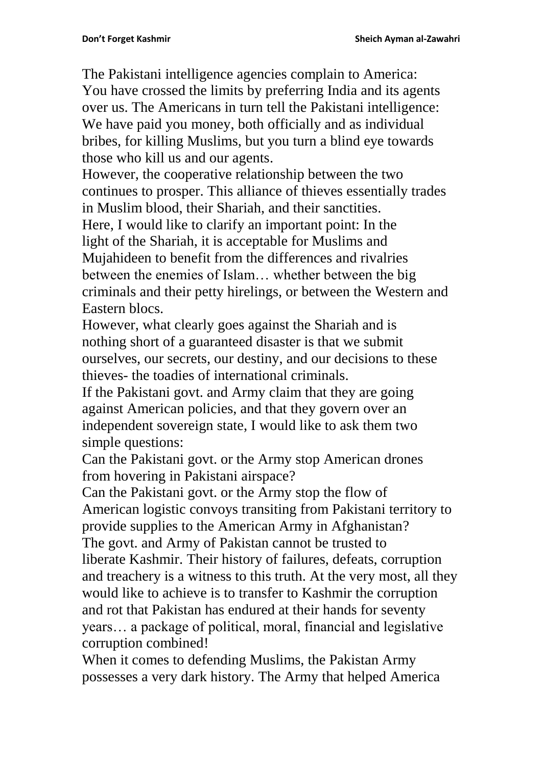The Pakistani intelligence agencies complain to America: You have crossed the limits by preferring India and its agents over us. The Americans in turn tell the Pakistani intelligence: We have paid you money, both officially and as individual bribes, for killing Muslims, but you turn a blind eye towards those who kill us and our agents.

However, the cooperative relationship between the two continues to prosper. This alliance of thieves essentially trades in Muslim blood, their Shariah, and their sanctities.

Here, I would like to clarify an important point: In the light of the Shariah, it is acceptable for Muslims and Mujahideen to benefit from the differences and rivalries between the enemies of Islam… whether between the big criminals and their petty hirelings, or between the Western and Eastern blocs.

However, what clearly goes against the Shariah and is nothing short of a guaranteed disaster is that we submit ourselves, our secrets, our destiny, and our decisions to these thieves- the toadies of international criminals.

If the Pakistani govt. and Army claim that they are going against American policies, and that they govern over an independent sovereign state, I would like to ask them two simple questions:

Can the Pakistani govt. or the Army stop American drones from hovering in Pakistani airspace?

Can the Pakistani govt. or the Army stop the flow of American logistic convoys transiting from Pakistani territory to provide supplies to the American Army in Afghanistan?

The govt. and Army of Pakistan cannot be trusted to liberate Kashmir. Their history of failures, defeats, corruption and treachery is a witness to this truth. At the very most, all they would like to achieve is to transfer to Kashmir the corruption and rot that Pakistan has endured at their hands for seventy years… a package of political, moral, financial and legislative corruption combined!

When it comes to defending Muslims, the Pakistan Army possesses a very dark history. The Army that helped America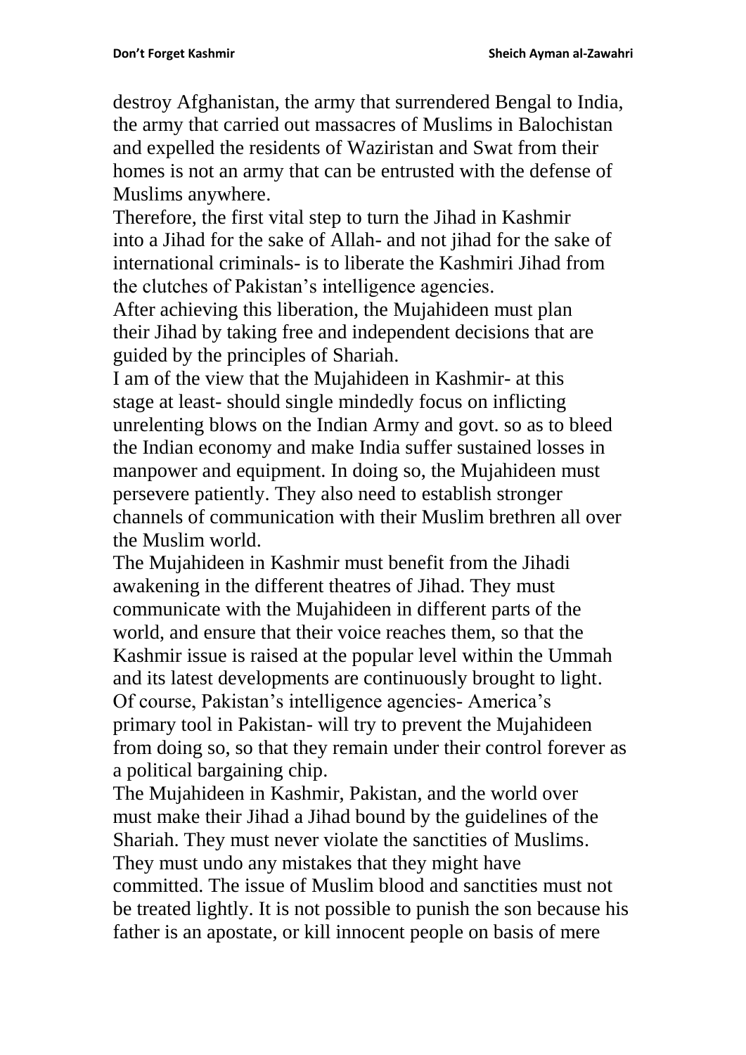destroy Afghanistan, the army that surrendered Bengal to India, the army that carried out massacres of Muslims in Balochistan and expelled the residents of Waziristan and Swat from their homes is not an army that can be entrusted with the defense of Muslims anywhere.

Therefore, the first vital step to turn the Jihad in Kashmir into a Jihad for the sake of Allah- and not jihad for the sake of international criminals- is to liberate the Kashmiri Jihad from the clutches of Pakistan's intelligence agencies.

After achieving this liberation, the Mujahideen must plan their Jihad by taking free and independent decisions that are guided by the principles of Shariah.

I am of the view that the Mujahideen in Kashmir- at this stage at least- should single mindedly focus on inflicting unrelenting blows on the Indian Army and govt. so as to bleed the Indian economy and make India suffer sustained losses in manpower and equipment. In doing so, the Mujahideen must persevere patiently. They also need to establish stronger channels of communication with their Muslim brethren all over the Muslim world.

The Mujahideen in Kashmir must benefit from the Jihadi awakening in the different theatres of Jihad. They must communicate with the Mujahideen in different parts of the world, and ensure that their voice reaches them, so that the Kashmir issue is raised at the popular level within the Ummah and its latest developments are continuously brought to light. Of course, Pakistan's intelligence agencies- America's primary tool in Pakistan- will try to prevent the Mujahideen from doing so, so that they remain under their control forever as a political bargaining chip.

The Mujahideen in Kashmir, Pakistan, and the world over must make their Jihad a Jihad bound by the guidelines of the Shariah. They must never violate the sanctities of Muslims. They must undo any mistakes that they might have committed. The issue of Muslim blood and sanctities must not be treated lightly. It is not possible to punish the son because his father is an apostate, or kill innocent people on basis of mere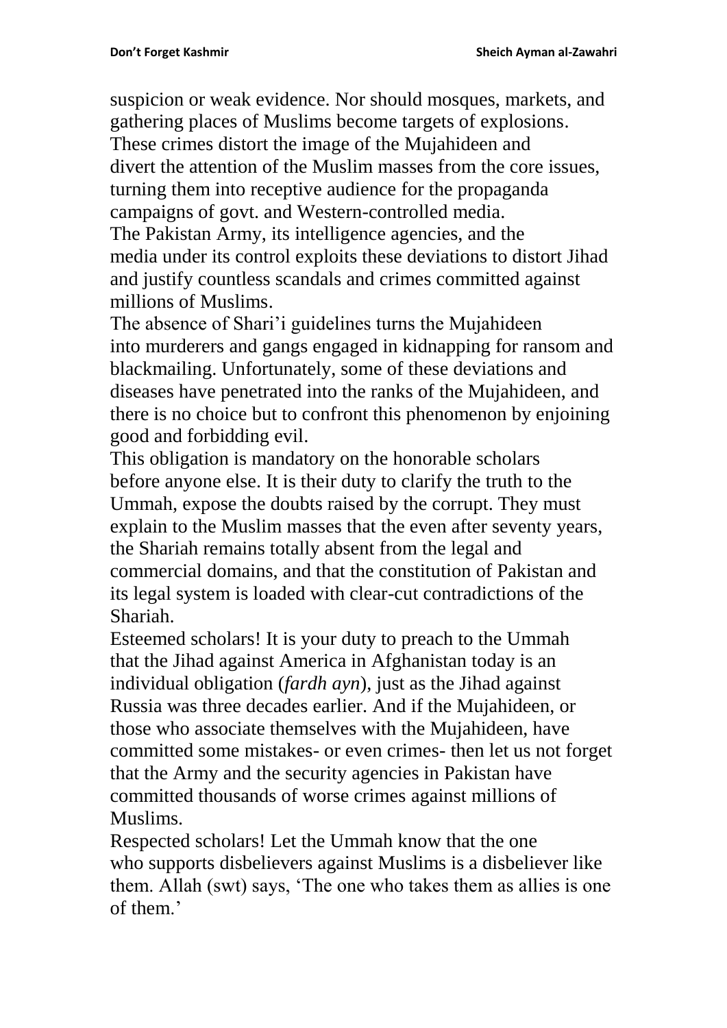suspicion or weak evidence. Nor should mosques, markets, and gathering places of Muslims become targets of explosions. These crimes distort the image of the Mujahideen and divert the attention of the Muslim masses from the core issues, turning them into receptive audience for the propaganda campaigns of govt. and Western-controlled media.

The Pakistan Army, its intelligence agencies, and the media under its control exploits these deviations to distort Jihad and justify countless scandals and crimes committed against millions of Muslims.

The absence of Shari'i guidelines turns the Mujahideen into murderers and gangs engaged in kidnapping for ransom and blackmailing. Unfortunately, some of these deviations and diseases have penetrated into the ranks of the Mujahideen, and there is no choice but to confront this phenomenon by enjoining good and forbidding evil.

This obligation is mandatory on the honorable scholars before anyone else. It is their duty to clarify the truth to the Ummah, expose the doubts raised by the corrupt. They must explain to the Muslim masses that the even after seventy years, the Shariah remains totally absent from the legal and commercial domains, and that the constitution of Pakistan and its legal system is loaded with clear-cut contradictions of the Shariah.

Esteemed scholars! It is your duty to preach to the Ummah that the Jihad against America in Afghanistan today is an individual obligation (*fardh ayn*), just as the Jihad against Russia was three decades earlier. And if the Mujahideen, or those who associate themselves with the Mujahideen, have committed some mistakes- or even crimes- then let us not forget that the Army and the security agencies in Pakistan have committed thousands of worse crimes against millions of Muslims.

Respected scholars! Let the Ummah know that the one who supports disbelievers against Muslims is a disbeliever like them. Allah (swt) says, 'The one who takes them as allies is one of them.'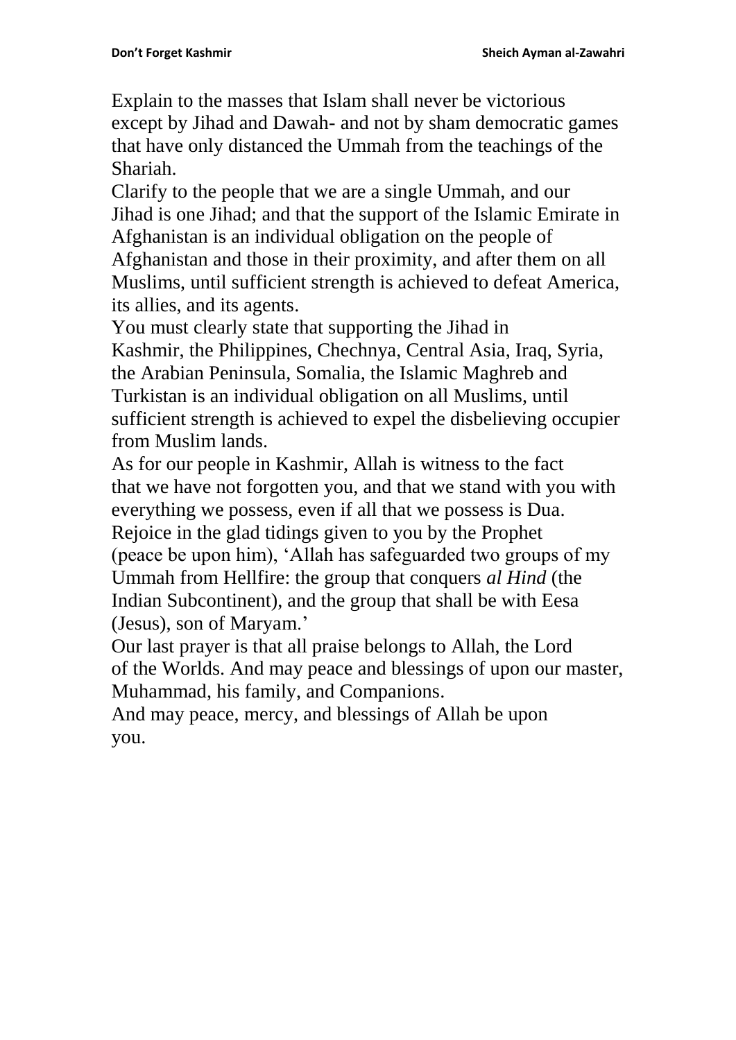Explain to the masses that Islam shall never be victorious except by Jihad and Dawah- and not by sham democratic games that have only distanced the Ummah from the teachings of the Shariah.

Clarify to the people that we are a single Ummah, and our Jihad is one Jihad; and that the support of the Islamic Emirate in Afghanistan is an individual obligation on the people of Afghanistan and those in their proximity, and after them on all Muslims, until sufficient strength is achieved to defeat America, its allies, and its agents.

You must clearly state that supporting the Jihad in Kashmir, the Philippines, Chechnya, Central Asia, Iraq, Syria, the Arabian Peninsula, Somalia, the Islamic Maghreb and Turkistan is an individual obligation on all Muslims, until sufficient strength is achieved to expel the disbelieving occupier from Muslim lands.

As for our people in Kashmir, Allah is witness to the fact that we have not forgotten you, and that we stand with you with everything we possess, even if all that we possess is Dua.

Rejoice in the glad tidings given to you by the Prophet (peace be upon him), 'Allah has safeguarded two groups of my Ummah from Hellfire: the group that conquers *al Hind* (the Indian Subcontinent), and the group that shall be with Eesa (Jesus), son of Maryam.'

Our last prayer is that all praise belongs to Allah, the Lord of the Worlds. And may peace and blessings of upon our master, Muhammad, his family, and Companions.

And may peace, mercy, and blessings of Allah be upon you.